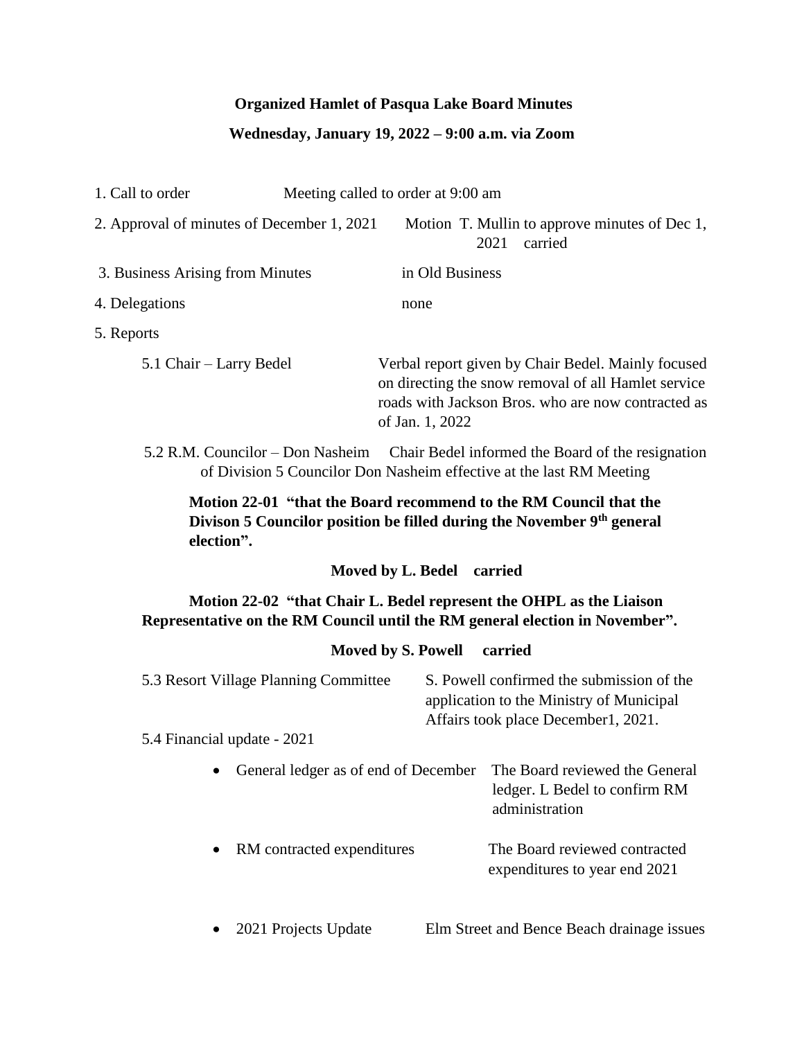**Organized Hamlet of Pasqua Lake Board Minutes**

**Wednesday, January 19, 2022 – 9:00 a.m. via Zoom**

1. Call to order — Meeting called to order at 9:00 am

2. Approval of minutes of December 1, 2021 — Motion T. Mullin to approve minutes of Dec 1, 2021 carried

3. Business Arising from Minutes — in Old Business

4. Delegations — none

5. Reports

   5.1 Chair – Larry Bedel — Verbal report given by Chair Bedel. Mainly focused on directing the snow removal of all Hamlet service roads with Jackson Bros. who are now contracted as of Jan. 1, 2022

   5.2 R.M. Councilor – Don Nasheim — Chair Bedel informed the Board of the resignation of Division 5 Councilor Don Nasheim effective at the last RM Meeting

   **Motion 22-01 "that the Board recommend to the RM Council that the Divison 5 Councilor position be filled during the November 9th general election".**

   **Moved by L. Bedel carried**

   **Motion 22-02 "that Chair L. Bedel represent the OHPL as the Liaison Representative on the RM Council until the RM general election in November".**

   **Moved by S. Powell carried**

   5.3 Resort Village Planning Committee — S. Powell confirmed the submission of the application to the Ministry of Municipal Affairs took place December1, 2021.

   5.4 Financial update - 2021

   - General ledger as of end of December — The Board reviewed the General ledger. L Bedel to confirm RM administration
   - RM contracted expenditures — The Board reviewed contracted expenditures to year end 2021
   - 2021 Projects Update — Elm Street and Bence Beach drainage issues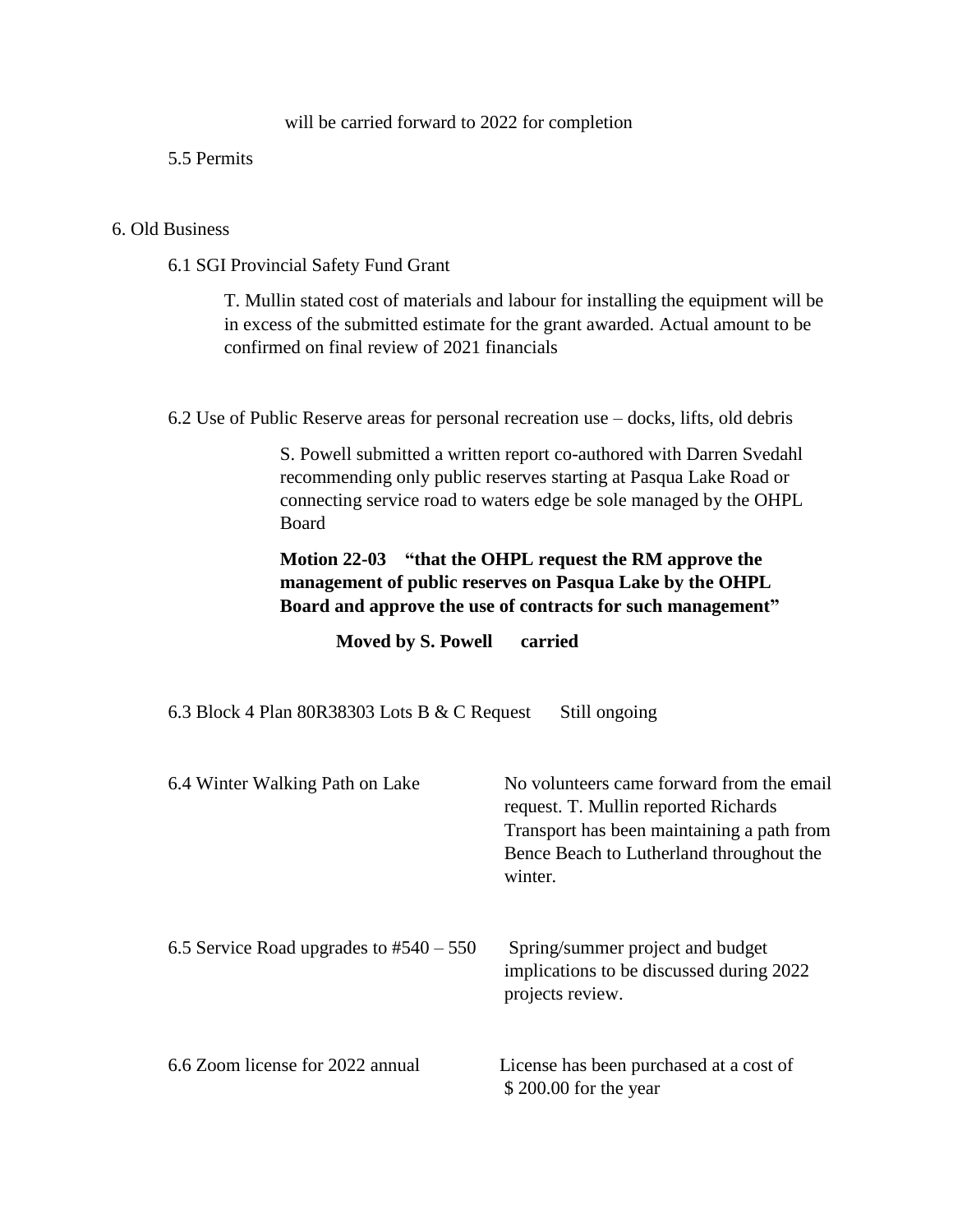will be carried forward to 2022 for completion

5.5 Permits

6. Old Business

6.1 SGI Provincial Safety Fund Grant

T. Mullin stated cost of materials and labour for installing the equipment will be in excess of the submitted estimate for the grant awarded. Actual amount to be confirmed on final review of 2021 financials

6.2 Use of Public Reserve areas for personal recreation use – docks, lifts, old debris

S. Powell submitted a written report co-authored with Darren Svedahl recommending only public reserves starting at Pasqua Lake Road or connecting service road to waters edge be sole managed by the OHPL Board

**Motion 22-03 "that the OHPL request the RM approve the management of public reserves on Pasqua Lake by the OHPL Board and approve the use of contracts for such management"**

**Moved by S. Powell carried**

6.3 Block 4 Plan 80R38303 Lots B & C Request Still ongoing

6.4 Winter Walking Path on Lake

No volunteers came forward from the email request. T. Mullin reported Richards Transport has been maintaining a path from Bence Beach to Lutherland throughout the winter.

6.5 Service Road upgrades to #540 – 550

Spring/summer project and budget implications to be discussed during 2022 projects review.

6.6 Zoom license for 2022 annual

License has been purchased at a cost of $ 200.00 for the year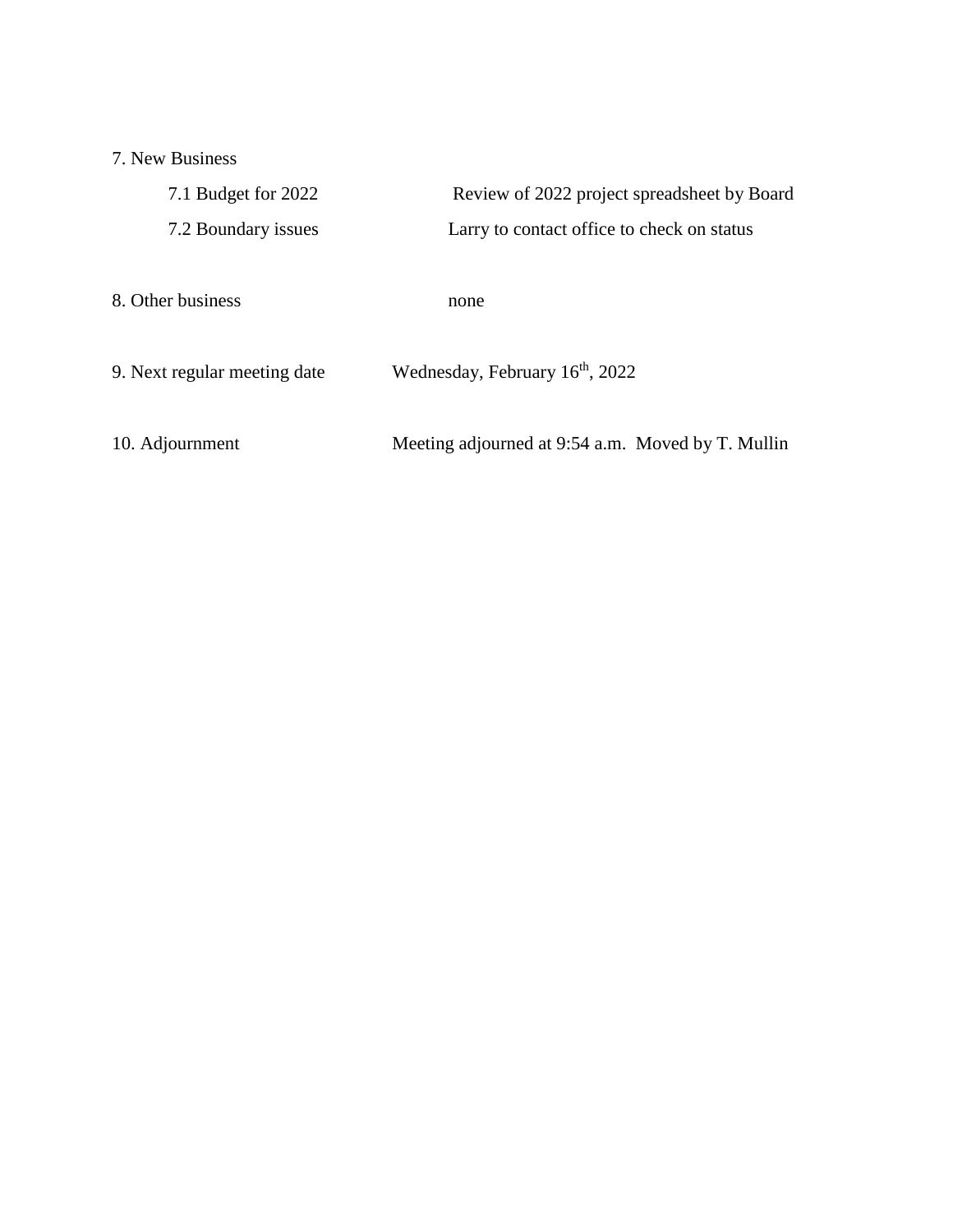7. New Business

| | |
|---|---|
| 7.1 Budget for 2022 | Review of 2022 project spreadsheet by Board |
| 7.2 Boundary issues | Larry to contact office to check on status |

| | |
|---|---|
| 8. Other business | none |
| 9. Next regular meeting date | Wednesday, February 16th, 2022 |
| 10. Adjournment | Meeting adjourned at 9:54 a.m. Moved by T. Mullin |